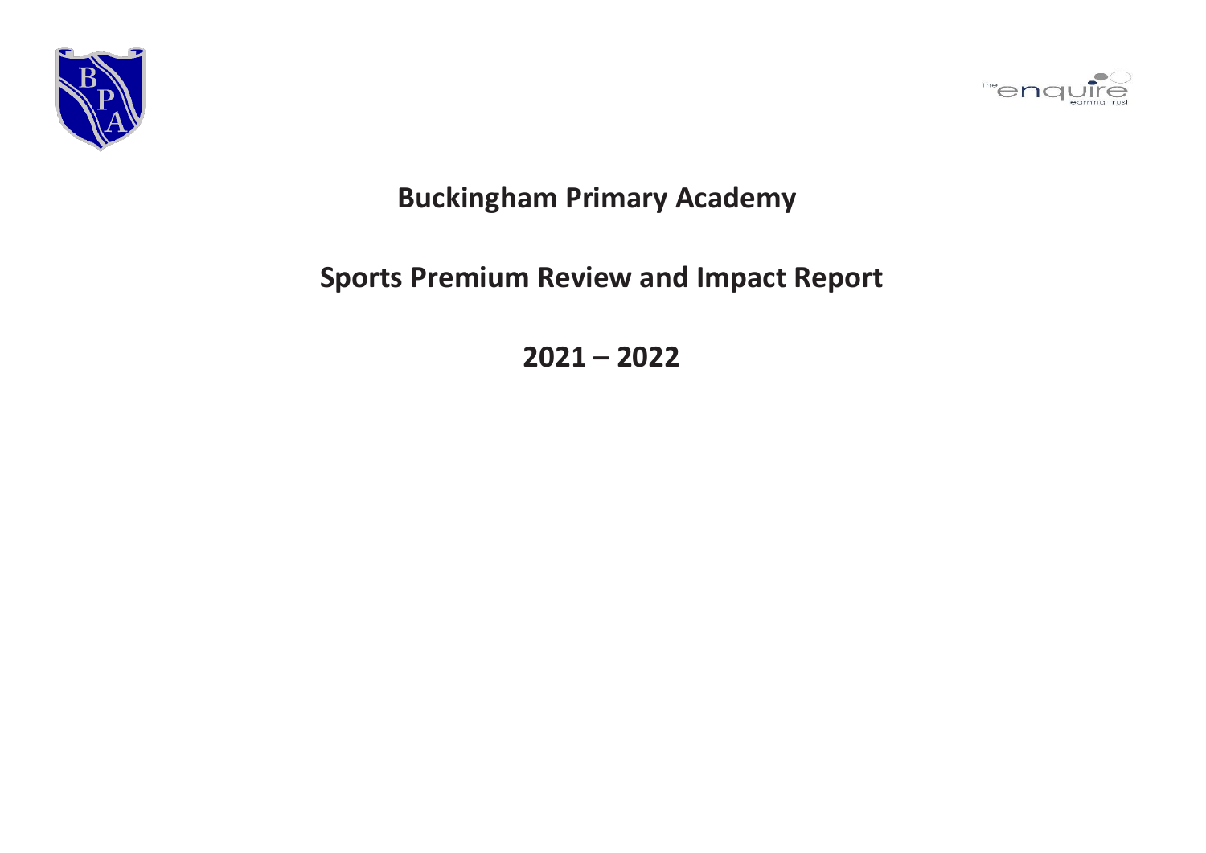# Buckingham Primary Academy

## Sports Premium Review and Impact Report

## 2021 – 2022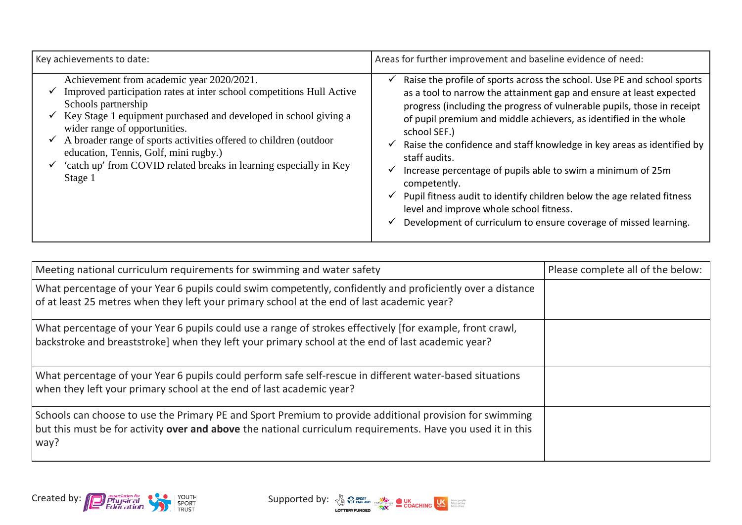| Key achievements to date: | Areas for further improvement and baseline evidence of need: |
|---|---|
| Achievement from academic year 2020/2021.<br>✓ Improved participation rates at inter school competitions Hull Active Schools partnership<br>✓ Key Stage 1 equipment purchased and developed in school giving a wider range of opportunities.<br>✓ A broader range of sports activities offered to children (outdoor education, Tennis, Golf, mini rugby.)<br>✓ 'catch up' from COVID related breaks in learning especially in Key Stage 1 | ✓ Raise the profile of sports across the school. Use PE and school sports as a tool to narrow the attainment gap and ensure at least expected progress (including the progress of vulnerable pupils, those in receipt of pupil premium and middle achievers, as identified in the whole school SEF.)<br>✓ Raise the confidence and staff knowledge in key areas as identified by staff audits.<br>✓ Increase percentage of pupils able to swim a minimum of 25m competently.<br>✓ Pupil fitness audit to identify children below the age related fitness level and improve whole school fitness.<br>✓ Development of curriculum to ensure coverage of missed learning. |

| Meeting national curriculum requirements for swimming and water safety | Please complete all of the below: |
|---|---|
| What percentage of your Year 6 pupils could swim competently, confidently and proficiently over a distance of at least 25 metres when they left your primary school at the end of last academic year? | |
| What percentage of your Year 6 pupils could use a range of strokes effectively [for example, front crawl, backstroke and breaststroke] when they left your primary school at the end of last academic year? | |
| What percentage of your Year 6 pupils could perform safe self-rescue in different water-based situations when they left your primary school at the end of last academic year? | |
| Schools can choose to use the Primary PE and Sport Premium to provide additional provision for swimming but this must be for activity **over and above** the national curriculum requirements. Have you used it in this way? | |

Created by: association for Physical Education, Youth Sport Trust

Supported by: Sport England, Lottery Funded, CSPNetwork, UK Coaching, UK Active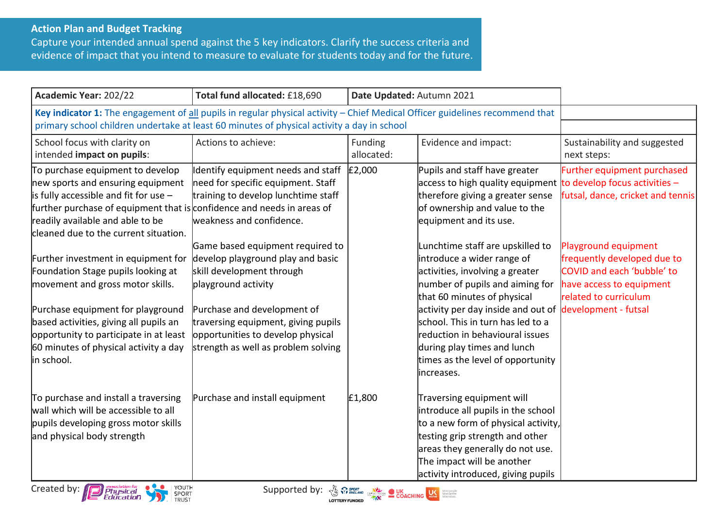**Action Plan and Budget Tracking**

Capture your intended annual spend against the 5 key indicators. Clarify the success criteria and evidence of impact that you intend to measure to evaluate for students today and for the future.

| **Academic Year:** 202/22 | **Total fund allocated:** £18,690 | **Date Updated:** Autumn 2021 | | |
|---|---|---|---|---|
| **Key indicator 1:** The engagement of all pupils in regular physical activity – Chief Medical Officer guidelines recommend that primary school children undertake at least 60 minutes of physical activity a day in school | | | | |
| School focus with clarity on intended **impact on pupils**: | Actions to achieve: | Funding allocated: | Evidence and impact: | Sustainability and suggested next steps: |
| To purchase equipment to develop new sports and ensuring equipment is fully accessible and fit for use – further purchase of equipment that is readily available and able to be cleaned due to the current situation.<br><br>Further investment in equipment for Foundation Stage pupils looking at movement and gross motor skills.<br><br>Purchase equipment for playground based activities, giving all pupils an opportunity to participate in at least 60 minutes of physical activity a day in school. | Identify equipment needs and staff need for specific equipment. Staff training to develop lunchtime staff confidence and needs in areas of weakness and confidence.<br><br>Game based equipment required to develop playground play and basic skill development through playground activity<br><br>Purchase and development of traversing equipment, giving pupils opportunities to develop physical strength as well as problem solving | £2,000 | Pupils and staff have greater access to high quality equipment therefore giving a greater sense of ownership and value to the equipment and its use.<br><br>Lunchtime staff are upskilled to introduce a wider range of activities, involving a greater number of pupils and aiming for that 60 minutes of physical activity per day inside and out of school. This in turn has led to a reduction in behavioural issues during play times and lunch times as the level of opportunity increases. | Further equipment purchased to develop focus activities – futsal, dance, cricket and tennis<br><br>Playground equipment frequently developed due to COVID and each 'bubble' to have access to equipment related to curriculum development - futsal |
| To purchase and install a traversing wall which will be accessible to all pupils developing gross motor skills and physical body strength | Purchase and install equipment | £1,800 | Traversing equipment will introduce all pupils in the school to a new form of physical activity, testing grip strength and other areas they generally do not use. The impact will be another activity introduced, giving pupils | |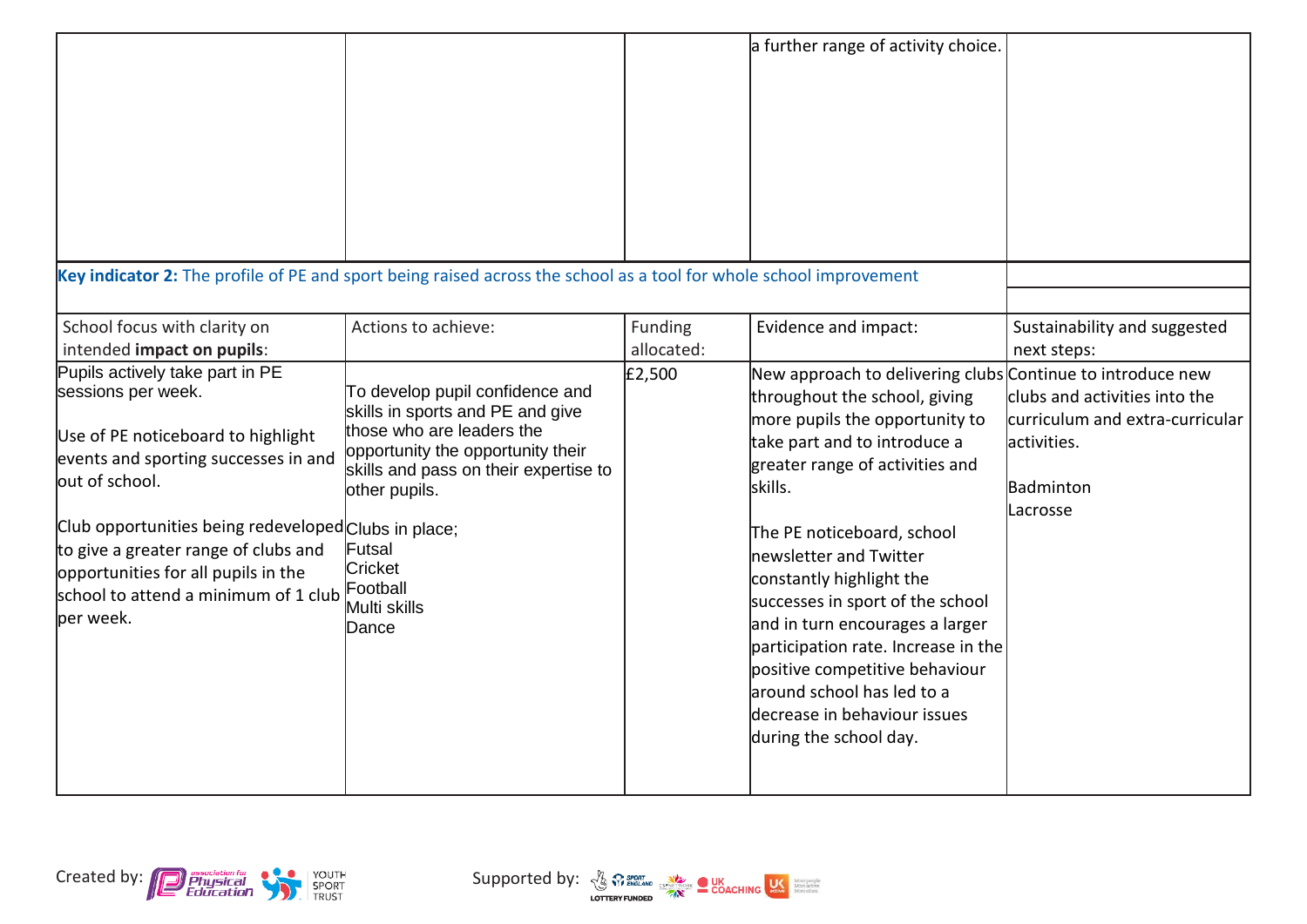| | | | a further range of activity choice. | |
|---|---|---|---|---|

**Key indicator 2:** The profile of PE and sport being raised across the school as a tool for whole school improvement

| School focus with clarity on intended **impact on pupils**: | Actions to achieve: | Funding allocated: | Evidence and impact: | Sustainability and suggested next steps: |
|---|---|---|---|---|
| Pupils actively take part in PE sessions per week.<br><br>Use of PE noticeboard to highlight events and sporting successes in and out of school.<br><br>Club opportunities being redeveloped to give a greater range of clubs and opportunities for all pupils in the school to attend a minimum of 1 club per week. | To develop pupil confidence and skills in sports and PE and give those who are leaders the opportunity the opportunity their skills and pass on their expertise to other pupils.<br><br>Clubs in place;<br>Futsal<br>Cricket<br>Football<br>Multi skills<br>Dance | £2,500 | New approach to delivering clubs throughout the school, giving more pupils the opportunity to take part and to introduce a greater range of activities and skills.<br><br>The PE noticeboard, school newsletter and Twitter constantly highlight the successes in sport of the school and in turn encourages a larger participation rate. Increase in the positive competitive behaviour around school has led to a decrease in behaviour issues during the school day. | Continue to introduce new clubs and activities into the curriculum and extra-curricular activities.<br><br>Badminton<br>Lacrosse |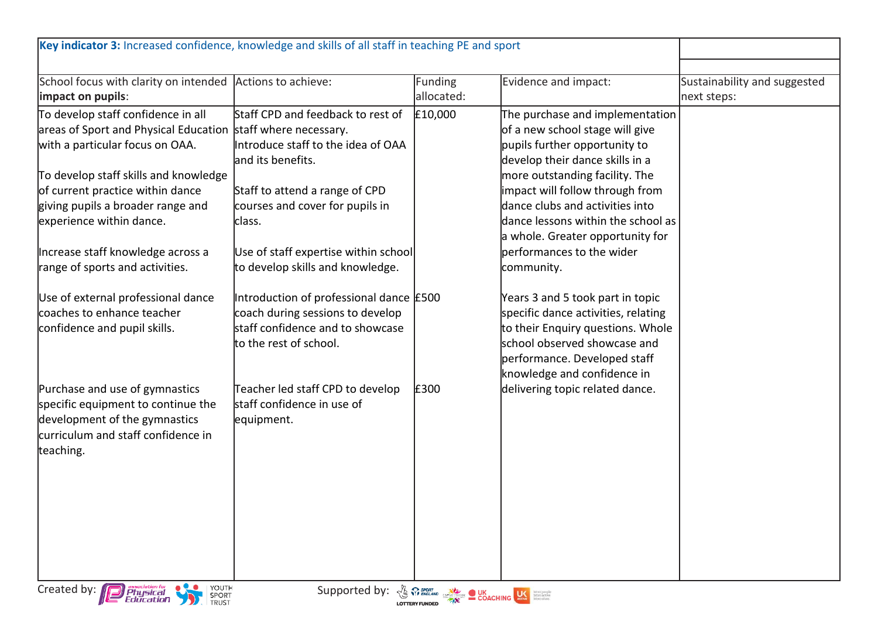**Key indicator 3:** Increased confidence, knowledge and skills of all staff in teaching PE and sport

| School focus with clarity on intended **impact on pupils**: | Actions to achieve: | Funding allocated: | Evidence and impact: | Sustainability and suggested next steps: |
|---|---|---|---|---|
| To develop staff confidence in all areas of Sport and Physical Education with a particular focus on OAA.<br><br>To develop staff skills and knowledge of current practice within dance giving pupils a broader range and experience within dance.<br><br>Increase staff knowledge across a range of sports and activities. | Staff CPD and feedback to rest of staff where necessary.<br>Introduce staff to the idea of OAA and its benefits.<br><br>Staff to attend a range of CPD courses and cover for pupils in class.<br><br>Use of staff expertise within school to develop skills and knowledge. | £10,000 | The purchase and implementation of a new school stage will give pupils further opportunity to develop their dance skills in a more outstanding facility. The impact will follow through from dance clubs and activities into dance lessons within the school as a whole. Greater opportunity for performances to the wider community. | |
| Use of external professional dance coaches to enhance teacher confidence and pupil skills. | Introduction of professional dance coach during sessions to develop staff confidence and to showcase to the rest of school. | £500 | Years 3 and 5 took part in topic specific dance activities, relating to their Enquiry questions. Whole school observed showcase and performance. Developed staff knowledge and confidence in delivering topic related dance. | |
| Purchase and use of gymnastics specific equipment to continue the development of the gymnastics curriculum and staff confidence in teaching. | Teacher led staff CPD to develop staff confidence in use of equipment. | £300 | | |

Created by: association for Physical Education, Youth Sport Trust

Supported by: Sport England, Lottery Funded, CSPNetwork, UK Coaching, UK Active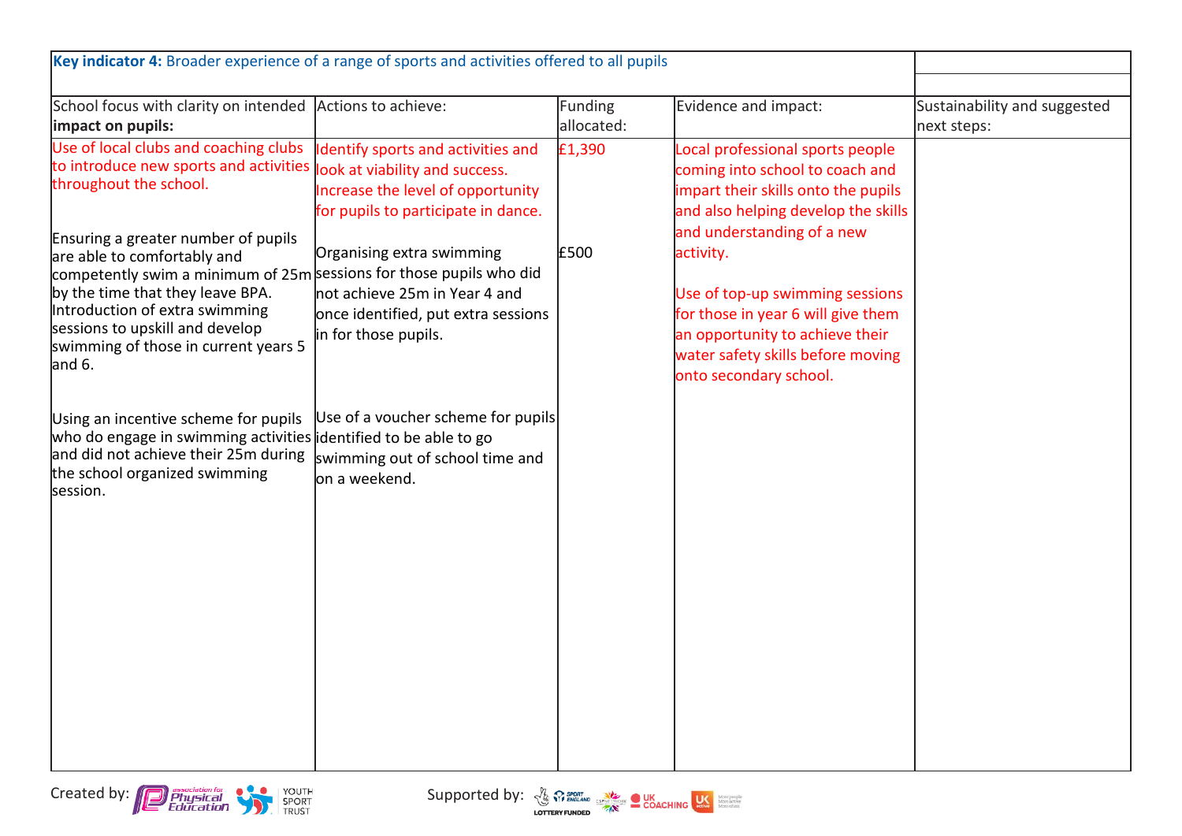| **Key indicator 4:** Broader experience of a range of sports and activities offered to all pupils | | | | |
|---|---|---|---|---|
| School focus with clarity on intended **impact on pupils:** | Actions to achieve: | Funding allocated: | Evidence and impact: | Sustainability and suggested next steps: |
| Use of local clubs and coaching clubs to introduce new sports and activities throughout the school.<br><br>Ensuring a greater number of pupils are able to comfortably and competently swim a minimum of 25m by the time that they leave BPA. Introduction of extra swimming sessions to upskill and develop swimming of those in current years 5 and 6.<br><br>Using an incentive scheme for pupils who do engage in swimming activities and did not achieve their 25m during the school organized swimming session. | Identify sports and activities and look at viability and success. Increase the level of opportunity for pupils to participate in dance.<br><br>Organising extra swimming sessions for those pupils who did not achieve 25m in Year 4 and once identified, put extra sessions in for those pupils.<br><br>Use of a voucher scheme for pupils identified to be able to go swimming out of school time and on a weekend. | £1,390<br><br>£500 | Local professional sports people coming into school to coach and impart their skills onto the pupils and also helping develop the skills and understanding of a new activity.<br><br>Use of top-up swimming sessions for those in year 6 will give them an opportunity to achieve their water safety skills before moving onto secondary school. | |

Created by: Association for Physical Education, Youth Sport Trust

Supported by: Sport England (Lottery Funded), CSPN, UK Coaching, UK Active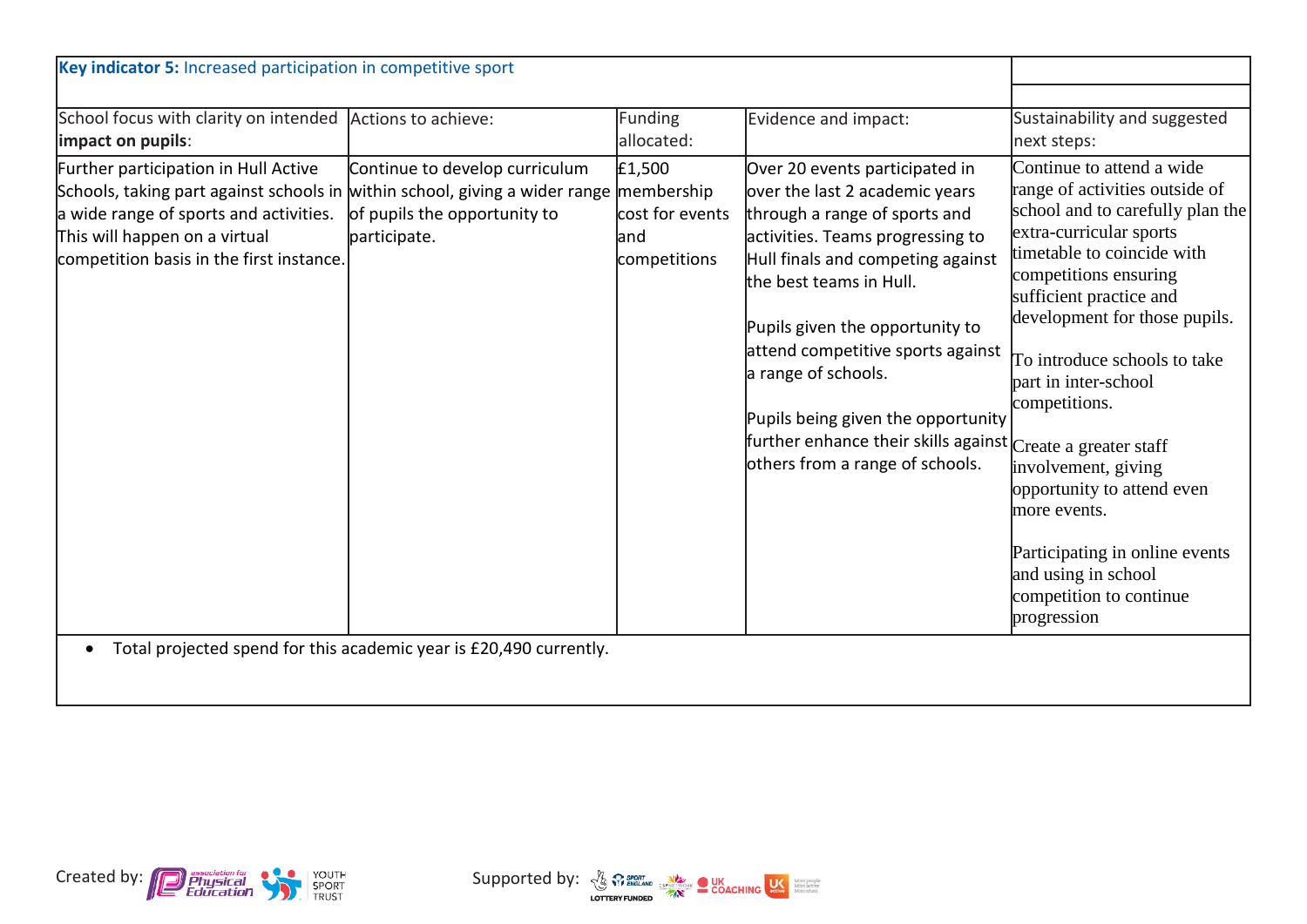| **Key indicator 5:** Increased participation in competitive sport | | | | |
|---|---|---|---|---|
| School focus with clarity on intended **impact on pupils**: | Actions to achieve: | Funding allocated: | Evidence and impact: | Sustainability and suggested next steps: |
| Further participation in Hull Active Schools, taking part against schools in a wide range of sports and activities. This will happen on a virtual competition basis in the first instance. | Continue to develop curriculum within school, giving a wider range of pupils the opportunity to participate. | £1,500 membership cost for events and competitions | Over 20 events participated in over the last 2 academic years through a range of sports and activities. Teams progressing to Hull finals and competing against the best teams in Hull.<br><br>Pupils given the opportunity to attend competitive sports against a range of schools.<br><br>Pupils being given the opportunity further enhance their skills against others from a range of schools. | Continue to attend a wide range of activities outside of school and to carefully plan the extra-curricular sports timetable to coincide with competitions ensuring sufficient practice and development for those pupils.<br><br>To introduce schools to take part in inter-school competitions.<br><br>Create a greater staff involvement, giving opportunity to attend even more events.<br><br>Participating in online events and using in school competition to continue progression |

- Total projected spend for this academic year is £20,490 currently.

Created by: Association for Physical Education, Youth Sport Trust

Supported by: Sport England, Lottery Funded, CSPNetwork, UK Coaching, UK Active